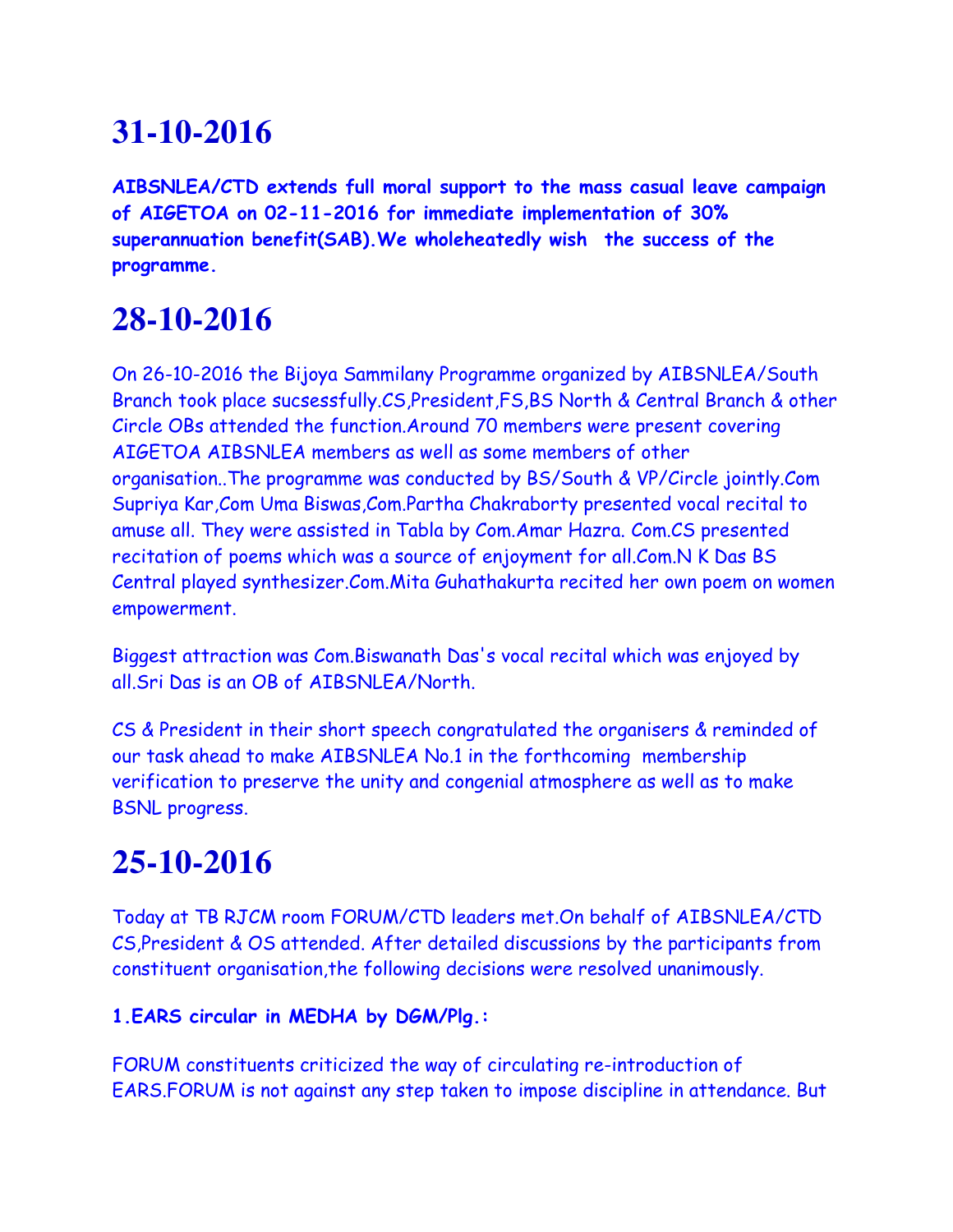# 31-10-2016

**AIBSNLEA/CTD extends full moral support to the mass casual leave campaign of AIGETOA on 02-11-2016 for immediate implementation of 30% superannuation benefit(SAB).We wholeheatedly wish the success of the programme.**

# 28-10-2016

On 26-10-2016 the Bijoya Sammilany Programme organized by AIBSNLEA/South Branch took place sucsessfully.CS,President,FS,BS North & Central Branch & other Circle OBs attended the function.Around 70 members were present covering AIGETOA AIBSNLEA members as well as some members of other organisation..The programme was conducted by BS/South & VP/Circle jointly.Com Supriya Kar,Com Uma Biswas,Com.Partha Chakraborty presented vocal recital to amuse all. They were assisted in Tabla by Com.Amar Hazra. Com.CS presented recitation of poems which was a source of enjoyment for all.Com.N K Das BS Central played synthesizer.Com.Mita Guhathakurta recited her own poem on women empowerment.

Biggest attraction was Com.Biswanath Das's vocal recital which was enjoyed by all.Sri Das is an OB of AIBSNLEA/North.

CS & President in their short speech congratulated the organisers & reminded of our task ahead to make AIBSNLEA No.1 in the forthcoming membership verification to preserve the unity and congenial atmosphere as well as to make BSNL progress.

# 25-10-2016

Today at TB RJCM room FORUM/CTD leaders met.On behalf of AIBSNLEA/CTD CS,President & OS attended. After detailed discussions by the participants from constituent organisation,the following decisions were resolved unanimously.

**1.EARS circular in MEDHA by DGM/Plg.:**

FORUM constituents criticized the way of circulating re-introduction of EARS.FORUM is not against any step taken to impose discipline in attendance. But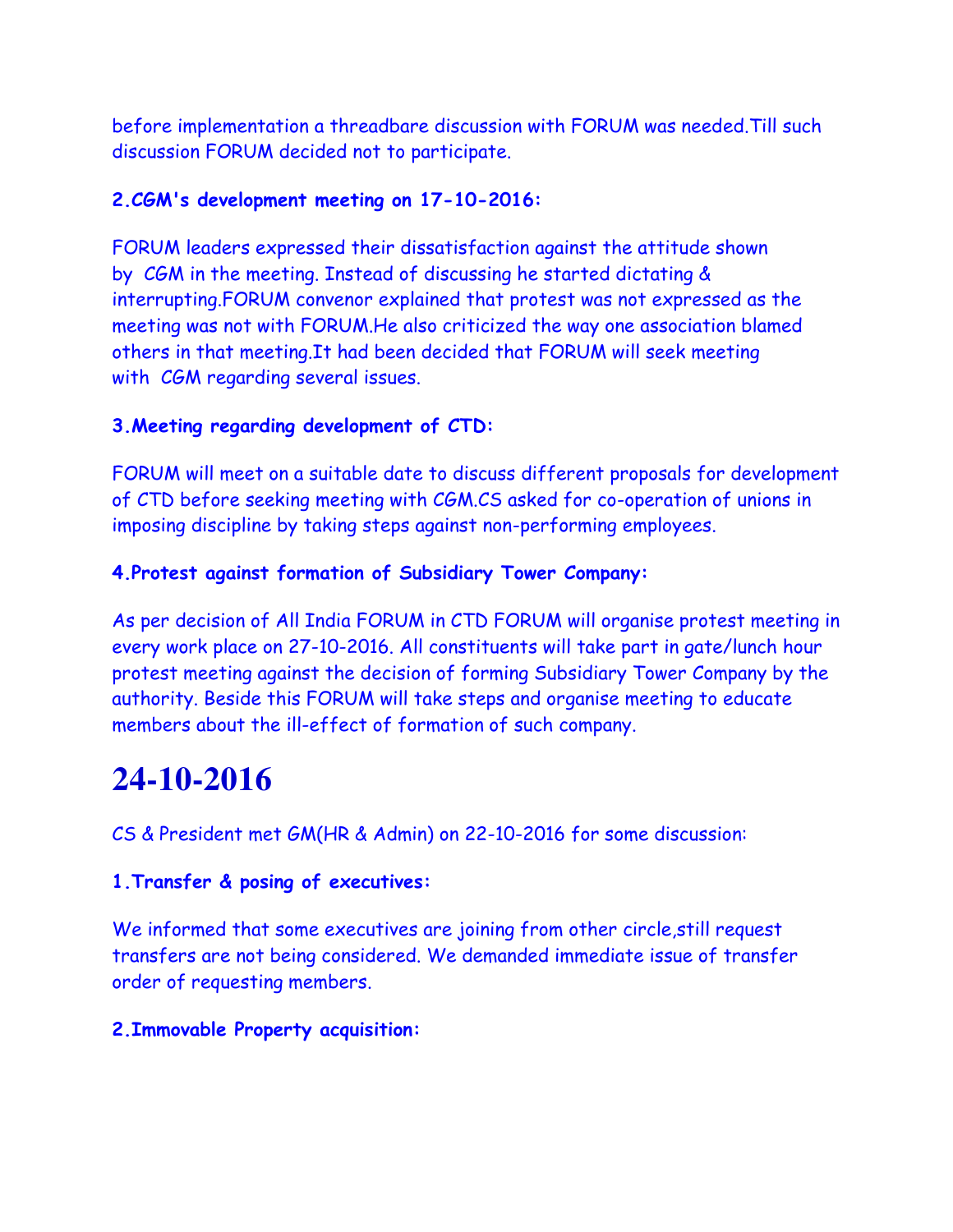before implementation a threadbare discussion with FORUM was needed.Till such discussion FORUM decided not to participate.

**2.CGM's development meeting on 17-10-2016:**

FORUM leaders expressed their dissatisfaction against the attitude shown by CGM in the meeting. Instead of discussing he started dictating & interrupting.FORUM convenor explained that protest was not expressed as the meeting was not with FORUM.He also criticized the way one association blamed others in that meeting.It had been decided that FORUM will seek meeting with CGM regarding several issues.

**3.Meeting regarding development of CTD:**

FORUM will meet on a suitable date to discuss different proposals for development of CTD before seeking meeting with CGM.CS asked for co-operation of unions in imposing discipline by taking steps against non-performing employees.

**4.Protest against formation of Subsidiary Tower Company:**

As per decision of All India FORUM in CTD FORUM will organise protest meeting in every work place on 27-10-2016. All constituents will take part in gate/lunch hour protest meeting against the decision of forming Subsidiary Tower Company by the authority. Beside this FORUM will take steps and organise meeting to educate members about the ill-effect of formation of such company.

# 24-10-2016

CS & President met GM(HR & Admin) on 22-10-2016 for some discussion:

**1.Transfer & posing of executives:**

We informed that some executives are joining from other circle,still request transfers are not being considered. We demanded immediate issue of transfer order of requesting members.

**2.Immovable Property acquisition:**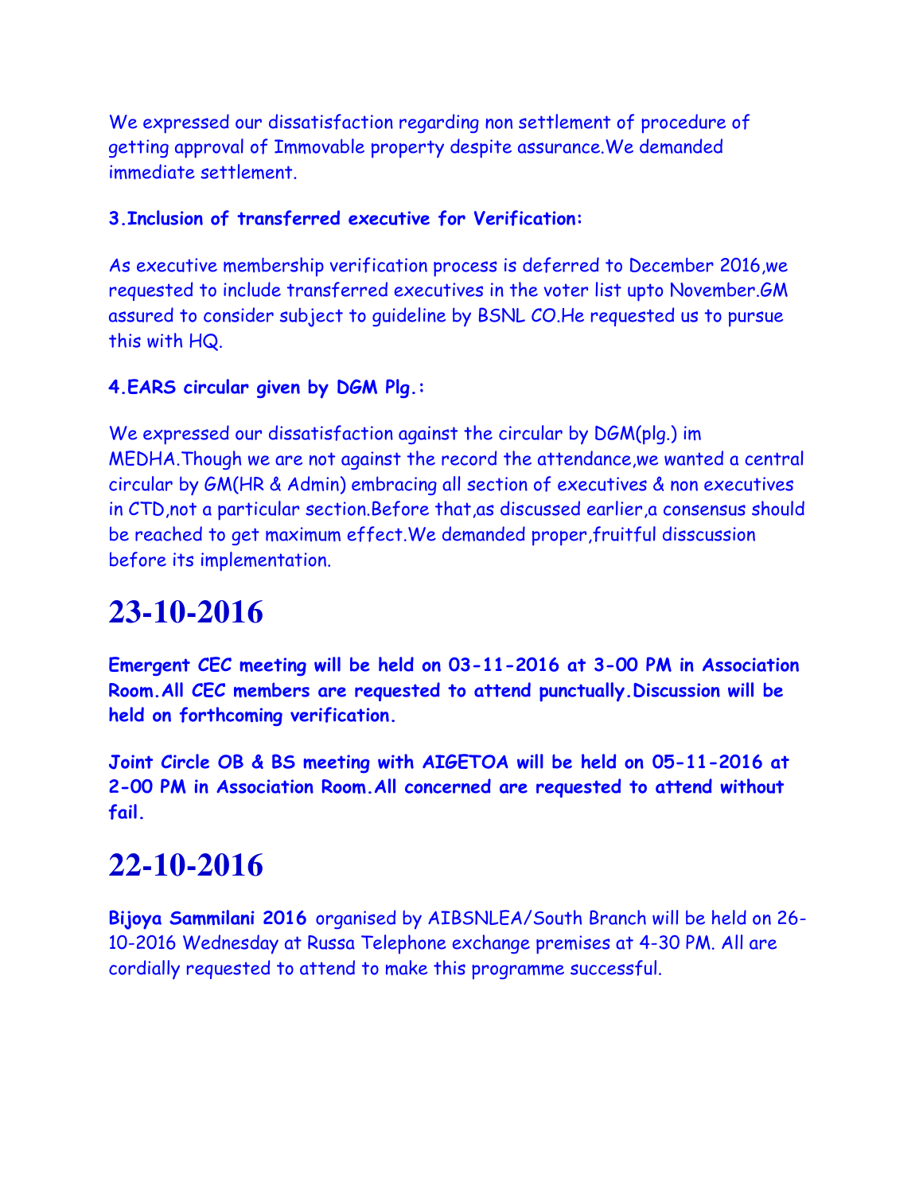We expressed our dissatisfaction regarding non settlement of procedure of getting approval of Immovable property despite assurance.We demanded immediate settlement.

**3.Inclusion of transferred executive for Verification:**

As executive membership verification process is deferred to December 2016,we requested to include transferred executives in the voter list upto November.GM assured to consider subject to guideline by BSNL CO.He requested us to pursue this with HQ.

**4.EARS circular given by DGM Plg.:**

We expressed our dissatisfaction against the circular by DGM(plg.) im MEDHA.Though we are not against the record the attendance,we wanted a central circular by GM(HR & Admin) embracing all section of executives & non executives in CTD,not a particular section.Before that,as discussed earlier,a consensus should be reached to get maximum effect.We demanded proper,fruitful disscussion before its implementation.

# 23-10-2016

**Emergent CEC meeting will be held on 03-11-2016 at 3-00 PM in Association Room.All CEC members are requested to attend punctually.Discussion will be held on forthcoming verification.**

**Joint Circle OB & BS meeting with AIGETOA will be held on 05-11-2016 at 2-00 PM in Association Room.All concerned are requested to attend without fail.**

# 22-10-2016

**Bijoya Sammilani 2016** organised by AIBSNLEA/South Branch will be held on 26-10-2016 Wednesday at Russa Telephone exchange premises at 4-30 PM. All are cordially requested to attend to make this programme successful.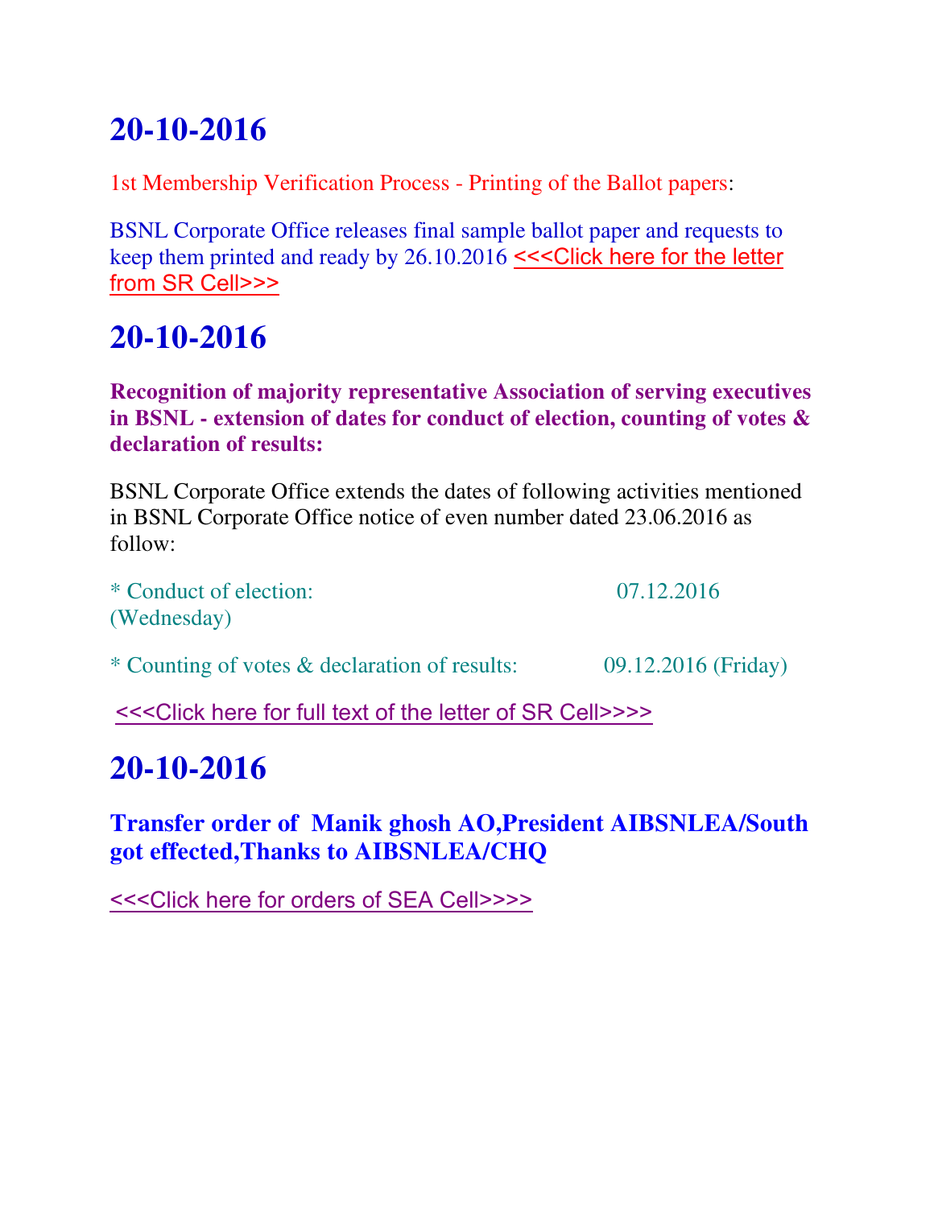# 20-10-2016

1st Membership Verification Process - Printing of the Ballot papers:

BSNL Corporate Office releases final sample ballot paper and requests to keep them printed and ready by 26.10.2016 <<<Click here for the letter from SR Cell>>>

# 20-10-2016

**Recognition of majority representative Association of serving executives in BSNL - extension of dates for conduct of election, counting of votes & declaration of results:**

BSNL Corporate Office extends the dates of following activities mentioned in BSNL Corporate Office notice of even number dated 23.06.2016 as follow:

* Conduct of election: 07.12.2016 (Wednesday)

* Counting of votes & declaration of results: 09.12.2016 (Friday)

<<<Click here for full text of the letter of SR Cell>>>>

# 20-10-2016

**Transfer order of Manik ghosh AO,President AIBSNLEA/South got effected,Thanks to AIBSNLEA/CHQ**

<<<Click here for orders of SEA Cell>>>>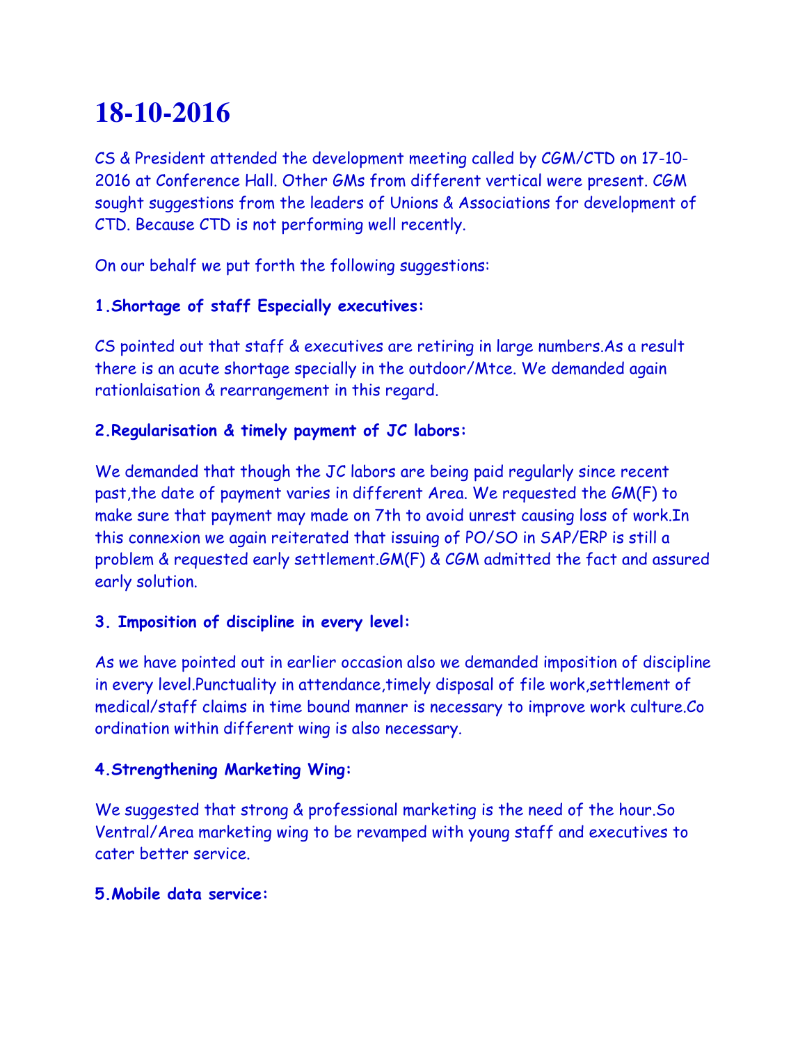# 18-10-2016

CS & President attended the development meeting called by CGM/CTD on 17-10-2016 at Conference Hall. Other GMs from different vertical were present. CGM sought suggestions from the leaders of Unions & Associations for development of CTD. Because CTD is not performing well recently.

On our behalf we put forth the following suggestions:

**1.Shortage of staff Especially executives:**

CS pointed out that staff & executives are retiring in large numbers.As a result there is an acute shortage specially in the outdoor/Mtce. We demanded again rationlaisation & rearrangement in this regard.

**2.Regularisation & timely payment of JC labors:**

We demanded that though the JC labors are being paid regularly since recent past,the date of payment varies in different Area. We requested the GM(F) to make sure that payment may made on 7th to avoid unrest causing loss of work.In this connexion we again reiterated that issuing of PO/SO in SAP/ERP is still a problem & requested early settlement.GM(F) & CGM admitted the fact and assured early solution.

**3. Imposition of discipline in every level:**

As we have pointed out in earlier occasion also we demanded imposition of discipline in every level.Punctuality in attendance,timely disposal of file work,settlement of medical/staff claims in time bound manner is necessary to improve work culture.Co ordination within different wing is also necessary.

**4.Strengthening Marketing Wing:**

We suggested that strong & professional marketing is the need of the hour.So Ventral/Area marketing wing to be revamped with young staff and executives to cater better service.

**5.Mobile data service:**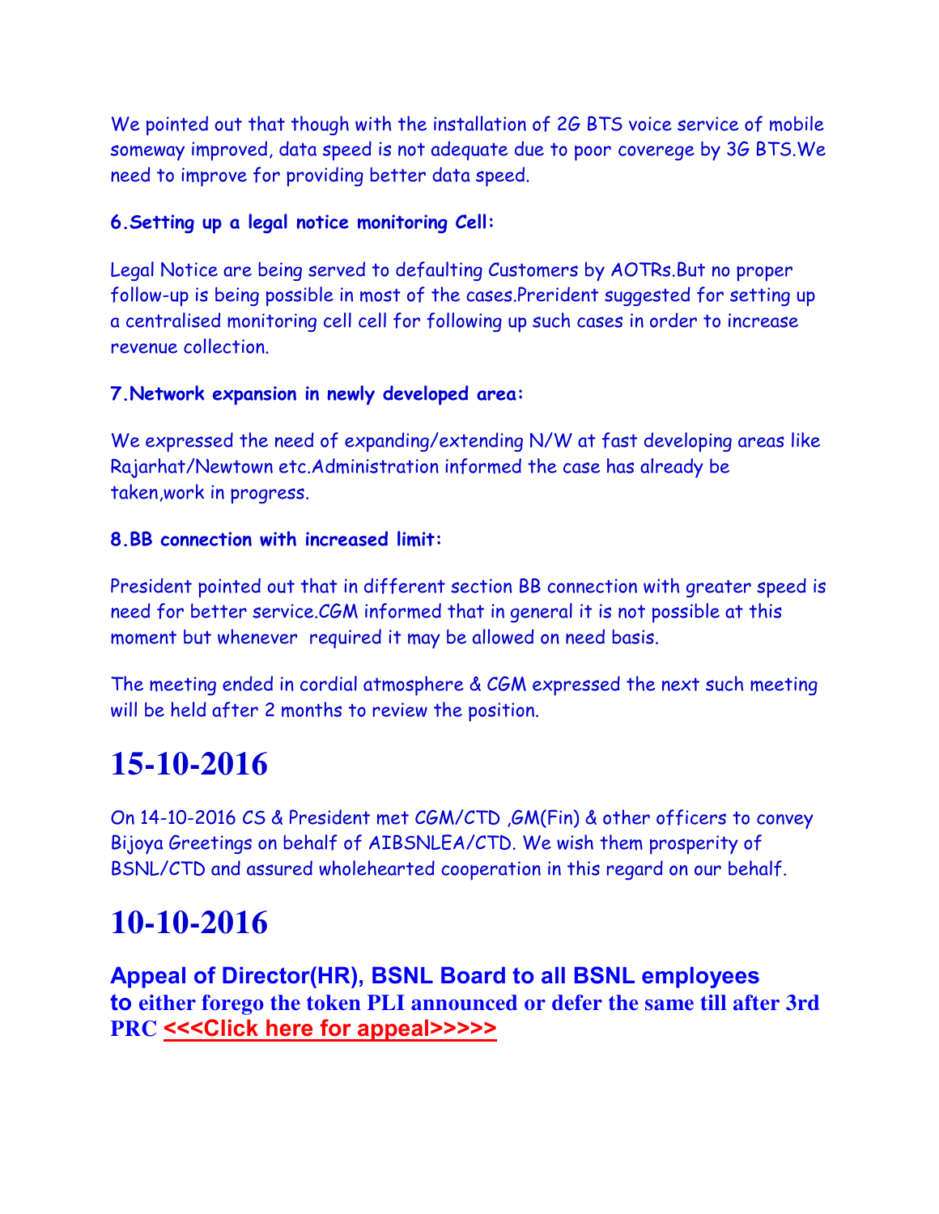We pointed out that though with the installation of 2G BTS voice service of mobile someway improved, data speed is not adequate due to poor coverege by 3G BTS.We need to improve for providing better data speed.

**6.Setting up a legal notice monitoring Cell:**

Legal Notice are being served to defaulting Customers by AOTRs.But no proper follow-up is being possible in most of the cases.Prerident suggested for setting up a centralised monitoring cell cell for following up such cases in order to increase revenue collection.

**7.Network expansion in newly developed area:**

We expressed the need of expanding/extending N/W at fast developing areas like Rajarhat/Newtown etc.Administration informed the case has already be taken,work in progress.

**8.BB connection with increased limit:**

President pointed out that in different section BB connection with greater speed is need for better service.CGM informed that in general it is not possible at this moment but whenever required it may be allowed on need basis.

The meeting ended in cordial atmosphere & CGM expressed the next such meeting will be held after 2 months to review the position.

# 15-10-2016

On 14-10-2016 CS & President met CGM/CTD ,GM(Fin) & other officers to convey Bijoya Greetings on behalf of AIBSNLEA/CTD. We wish them prosperity of BSNL/CTD and assured wholehearted cooperation in this regard on our behalf.

# 10-10-2016

**Appeal of Director(HR), BSNL Board to all BSNL employees to either forego the token PLI announced or defer the same till after 3rd PRC <<<Click here for appeal>>>>>**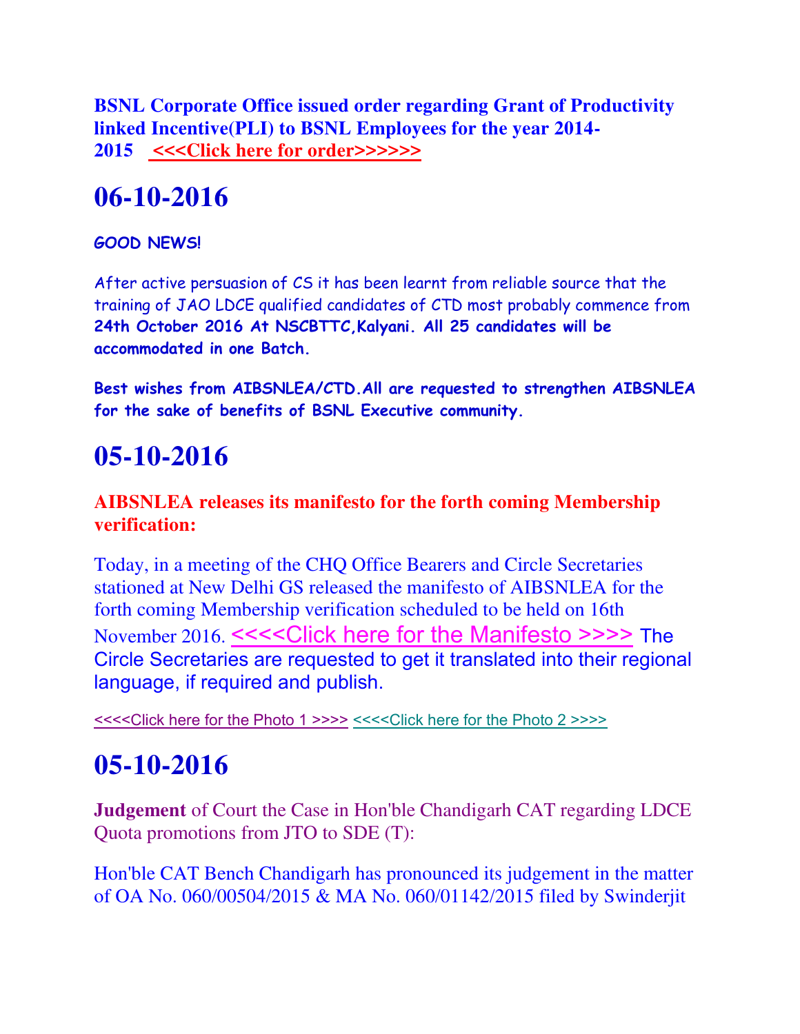**BSNL Corporate Office issued order regarding Grant of Productivity linked Incentive(PLI) to BSNL Employees for the year 2014-2015 <<<Click here for order>>>>>>**

# 06-10-2016

**GOOD NEWS!**

After active persuasion of CS it has been learnt from reliable source that the training of JAO LDCE qualified candidates of CTD most probably commence from **24th October 2016 At NSCBTTC,Kalyani. All 25 candidates will be accommodated in one Batch.**

**Best wishes from AIBSNLEA/CTD.All are requested to strengthen AIBSNLEA for the sake of benefits of BSNL Executive community.**

# 05-10-2016

**AIBSNLEA releases its manifesto for the forth coming Membership verification:**

Today, in a meeting of the CHQ Office Bearers and Circle Secretaries stationed at New Delhi GS released the manifesto of AIBSNLEA for the forth coming Membership verification scheduled to be held on 16th November 2016. <<<<Click here for the Manifesto >>>> The Circle Secretaries are requested to get it translated into their regional language, if required and publish.

<<<<Click here for the Photo 1 >>>> <<<<Click here for the Photo 2 >>>>

# 05-10-2016

**Judgement** of Court the Case in Hon'ble Chandigarh CAT regarding LDCE Quota promotions from JTO to SDE (T):

Hon'ble CAT Bench Chandigarh has pronounced its judgement in the matter of OA No. 060/00504/2015 & MA No. 060/01142/2015 filed by Swinderjit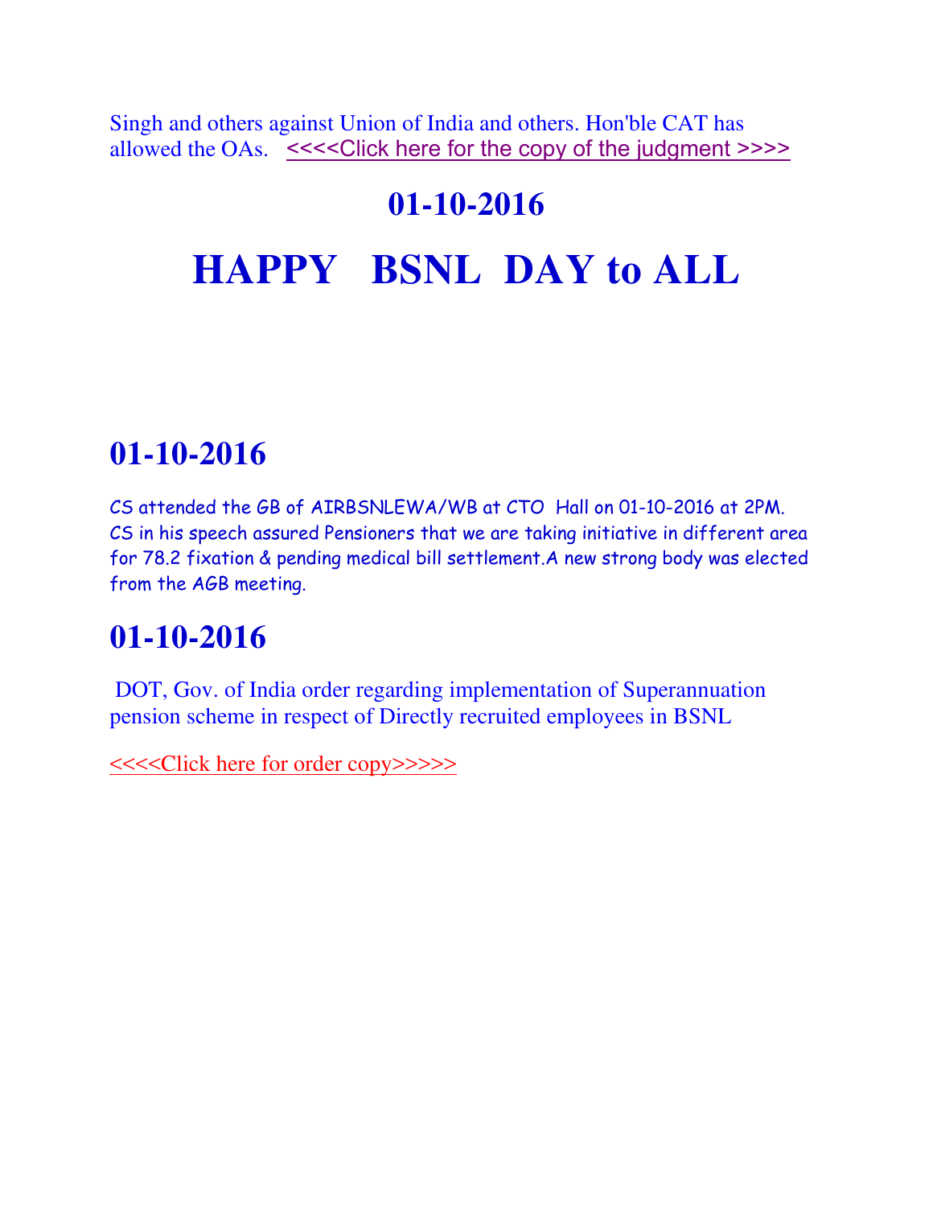Singh and others against Union of India and others. Hon'ble CAT has allowed the OAs. <<<<Click here for the copy of the judgment >>>>

## 01-10-2016

# HAPPY BSNL DAY to ALL

## 01-10-2016

CS attended the GB of AIRBSNLEWA/WB at CTO Hall on 01-10-2016 at 2PM. CS in his speech assured Pensioners that we are taking initiative in different area for 78.2 fixation & pending medical bill settlement.A new strong body was elected from the AGB meeting.

## 01-10-2016

DOT, Gov. of India order regarding implementation of Superannuation pension scheme in respect of Directly recruited employees in BSNL

<<<<Click here for order copy>>>>>